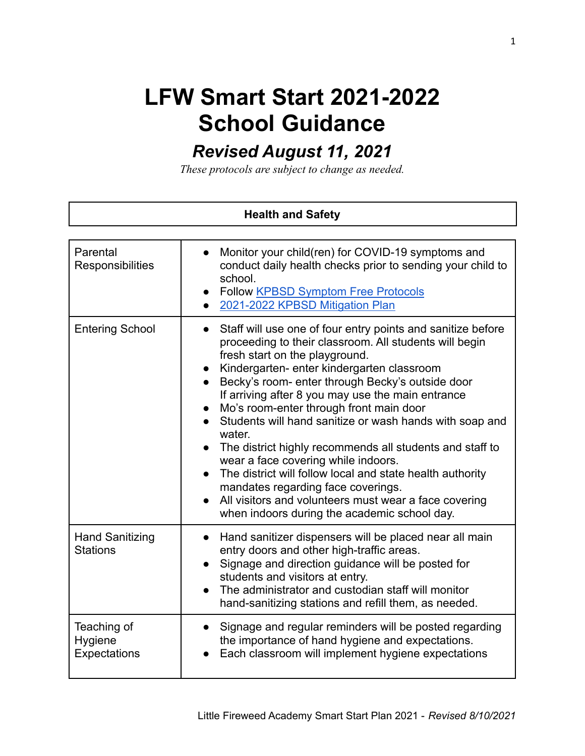# LFW Smart Start 2021-2022 School Guidance

## *Revised August 11, 2021*

*These protocols are subject to change as needed.*

| Health and Safety | |
|---|---|
| Parental Responsibilities | • Monitor your child(ren) for COVID-19 symptoms and conduct daily health checks prior to sending your child to school.<br>• Follow [KPBSD Symptom Free Protocols]()<br>• [2021-2022 KPBSD Mitigation Plan]() |
| Entering School | • Staff will use one of four entry points and sanitize before proceeding to their classroom. All students will begin fresh start on the playground.<br>• Kindergarten- enter kindergarten classroom<br>• Becky's room- enter through Becky's outside door If arriving after 8 you may use the main entrance<br>• Mo's room-enter through front main door<br>• Students will hand sanitize or wash hands with soap and water.<br>• The district highly recommends all students and staff to wear a face covering while indoors.<br>• The district will follow local and state health authority mandates regarding face coverings.<br>• All visitors and volunteers must wear a face covering when indoors during the academic school day. |
| Hand Sanitizing Stations | • Hand sanitizer dispensers will be placed near all main entry doors and other high-traffic areas.<br>• Signage and direction guidance will be posted for students and visitors at entry.<br>• The administrator and custodian staff will monitor hand-sanitizing stations and refill them, as needed. |
| Teaching of Hygiene Expectations | • Signage and regular reminders will be posted regarding the importance of hand hygiene and expectations.<br>• Each classroom will implement hygiene expectations |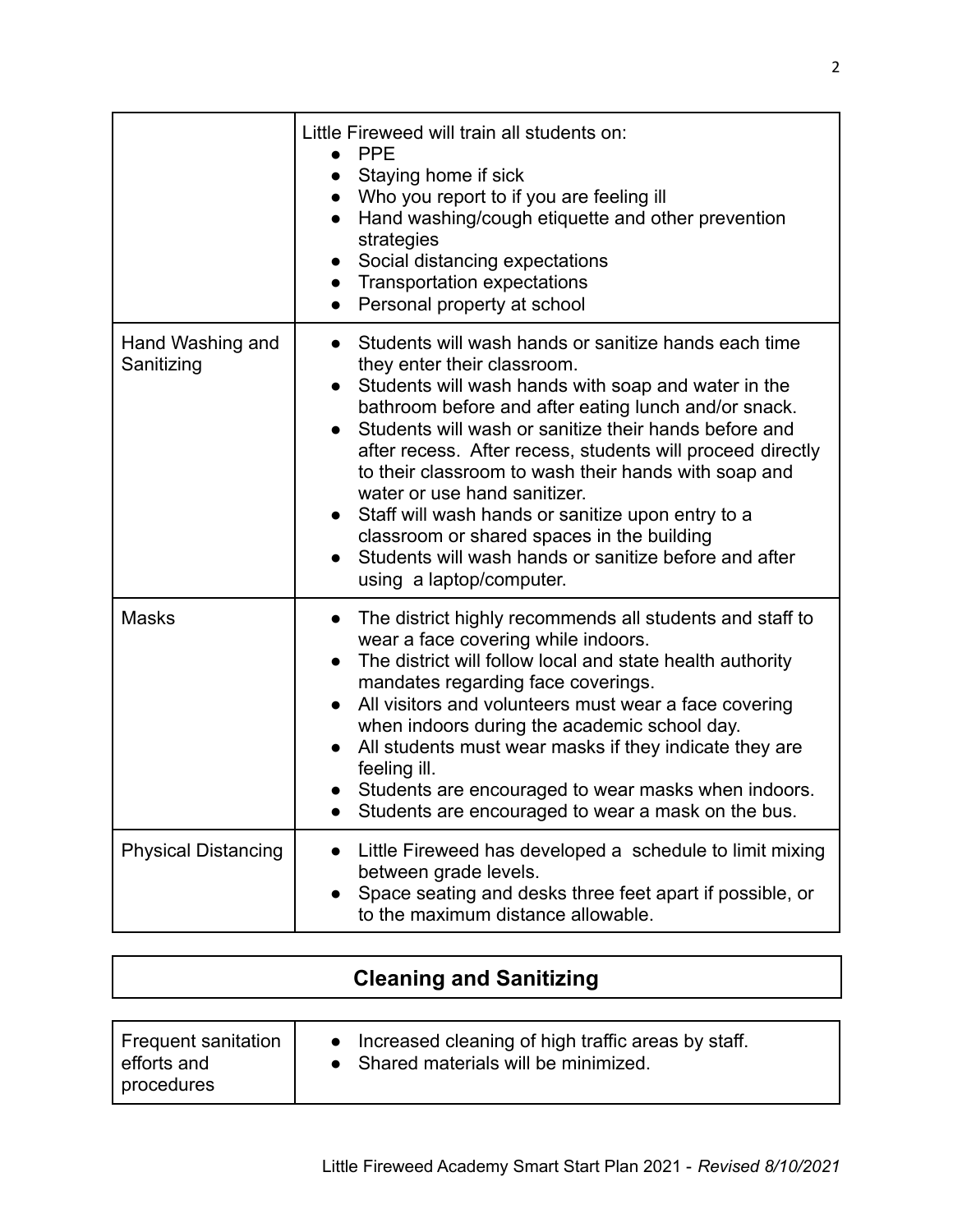| | |
|---|---|
| | Little Fireweed will train all students on:<br>● PPE<br>● Staying home if sick<br>● Who you report to if you are feeling ill<br>● Hand washing/cough etiquette and other prevention strategies<br>● Social distancing expectations<br>● Transportation expectations<br>● Personal property at school |
| Hand Washing and Sanitizing | ● Students will wash hands or sanitize hands each time they enter their classroom.<br>● Students will wash hands with soap and water in the bathroom before and after eating lunch and/or snack.<br>● Students will wash or sanitize their hands before and after recess. After recess, students will proceed directly to their classroom to wash their hands with soap and water or use hand sanitizer.<br>● Staff will wash hands or sanitize upon entry to a classroom or shared spaces in the building<br>● Students will wash hands or sanitize before and after using a laptop/computer. |
| Masks | ● The district highly recommends all students and staff to wear a face covering while indoors.<br>● The district will follow local and state health authority mandates regarding face coverings.<br>● All visitors and volunteers must wear a face covering when indoors during the academic school day.<br>● All students must wear masks if they indicate they are feeling ill.<br>● Students are encouraged to wear masks when indoors.<br>● Students are encouraged to wear a mask on the bus. |
| Physical Distancing | ● Little Fireweed has developed a schedule to limit mixing between grade levels.<br>● Space seating and desks three feet apart if possible, or to the maximum distance allowable. |

## Cleaning and Sanitizing

| | |
|---|---|
| Frequent sanitation efforts and procedures | ● Increased cleaning of high traffic areas by staff.<br>● Shared materials will be minimized. |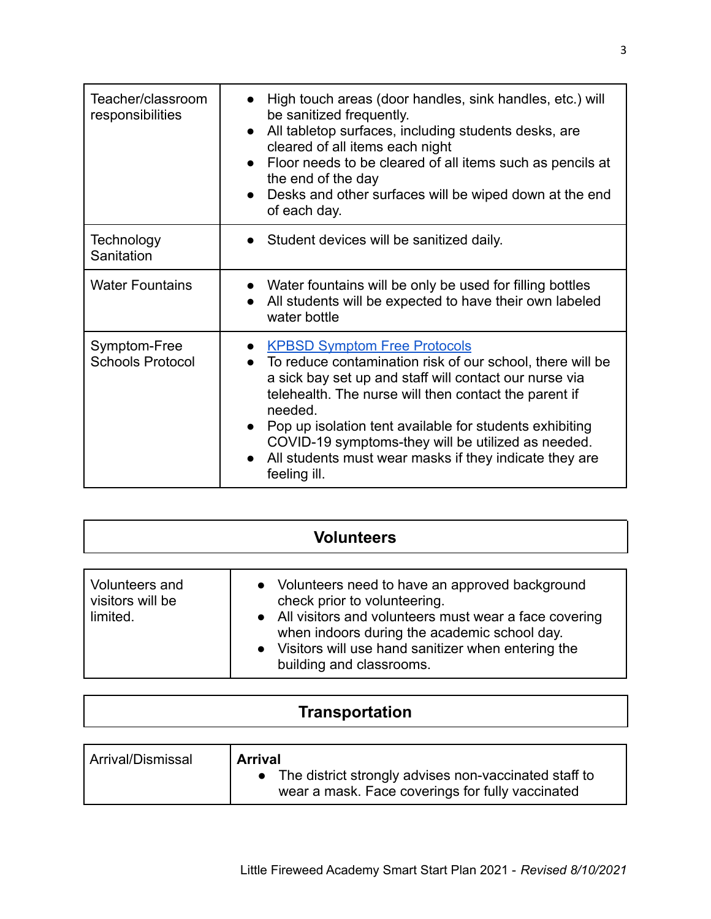| | |
|---|---|
| Teacher/classroom responsibilities | • High touch areas (door handles, sink handles, etc.) will be sanitized frequently.<br>• All tabletop surfaces, including students desks, are cleared of all items each night<br>• Floor needs to be cleared of all items such as pencils at the end of the day<br>• Desks and other surfaces will be wiped down at the end of each day. |
| Technology Sanitation | • Student devices will be sanitized daily. |
| Water Fountains | • Water fountains will be only be used for filling bottles<br>• All students will be expected to have their own labeled water bottle |
| Symptom-Free Schools Protocol | • KPBSD Symptom Free Protocols<br>• To reduce contamination risk of our school, there will be a sick bay set up and staff will contact our nurse via telehealth. The nurse will then contact the parent if needed.<br>• Pop up isolation tent available for students exhibiting COVID-19 symptoms-they will be utilized as needed.<br>• All students must wear masks if they indicate they are feeling ill. |

## Volunteers

| | |
|---|---|
| Volunteers and visitors will be limited. | • Volunteers need to have an approved background check prior to volunteering.<br>• All visitors and volunteers must wear a face covering when indoors during the academic school day.<br>• Visitors will use hand sanitizer when entering the building and classrooms. |

## Transportation

| | |
|---|---|
| Arrival/Dismissal | **Arrival**<br>• The district strongly advises non-vaccinated staff to wear a mask. Face coverings for fully vaccinated |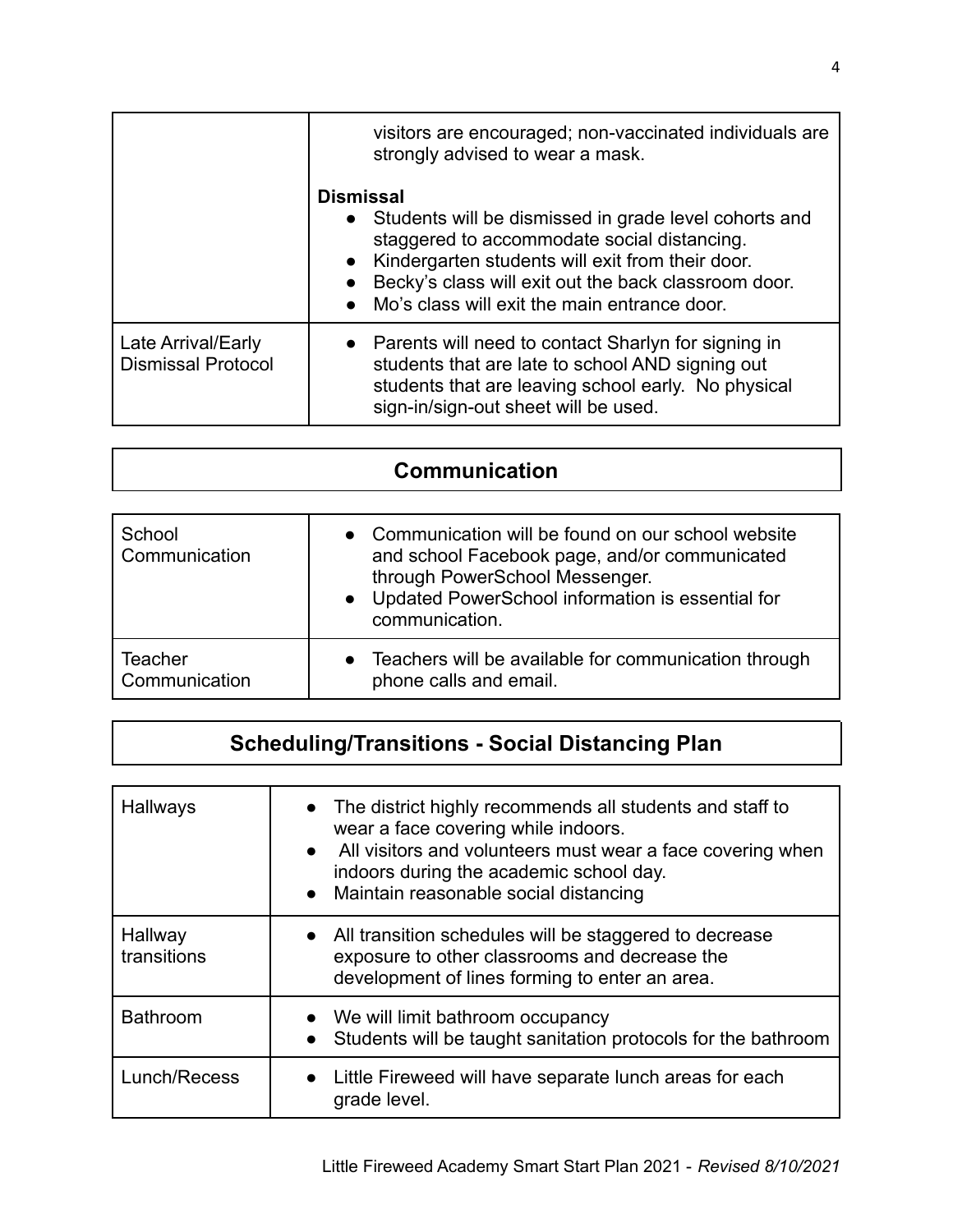| | |
|---|---|
| | visitors are encouraged; non-vaccinated individuals are strongly advised to wear a mask.<br><br>**Dismissal**<br>• Students will be dismissed in grade level cohorts and staggered to accommodate social distancing.<br>• Kindergarten students will exit from their door.<br>• Becky's class will exit out the back classroom door.<br>• Mo's class will exit the main entrance door. |
| Late Arrival/Early Dismissal Protocol | • Parents will need to contact Sharlyn for signing in students that are late to school AND signing out students that are leaving school early. No physical sign-in/sign-out sheet will be used. |

## Communication

| | |
|---|---|
| School Communication | • Communication will be found on our school website and school Facebook page, and/or communicated through PowerSchool Messenger.<br>• Updated PowerSchool information is essential for communication. |
| Teacher Communication | • Teachers will be available for communication through phone calls and email. |

## Scheduling/Transitions - Social Distancing Plan

| | |
|---|---|
| Hallways | • The district highly recommends all students and staff to wear a face covering while indoors.<br>• All visitors and volunteers must wear a face covering when indoors during the academic school day.<br>• Maintain reasonable social distancing |
| Hallway transitions | • All transition schedules will be staggered to decrease exposure to other classrooms and decrease the development of lines forming to enter an area. |
| Bathroom | • We will limit bathroom occupancy<br>• Students will be taught sanitation protocols for the bathroom |
| Lunch/Recess | • Little Fireweed will have separate lunch areas for each grade level. |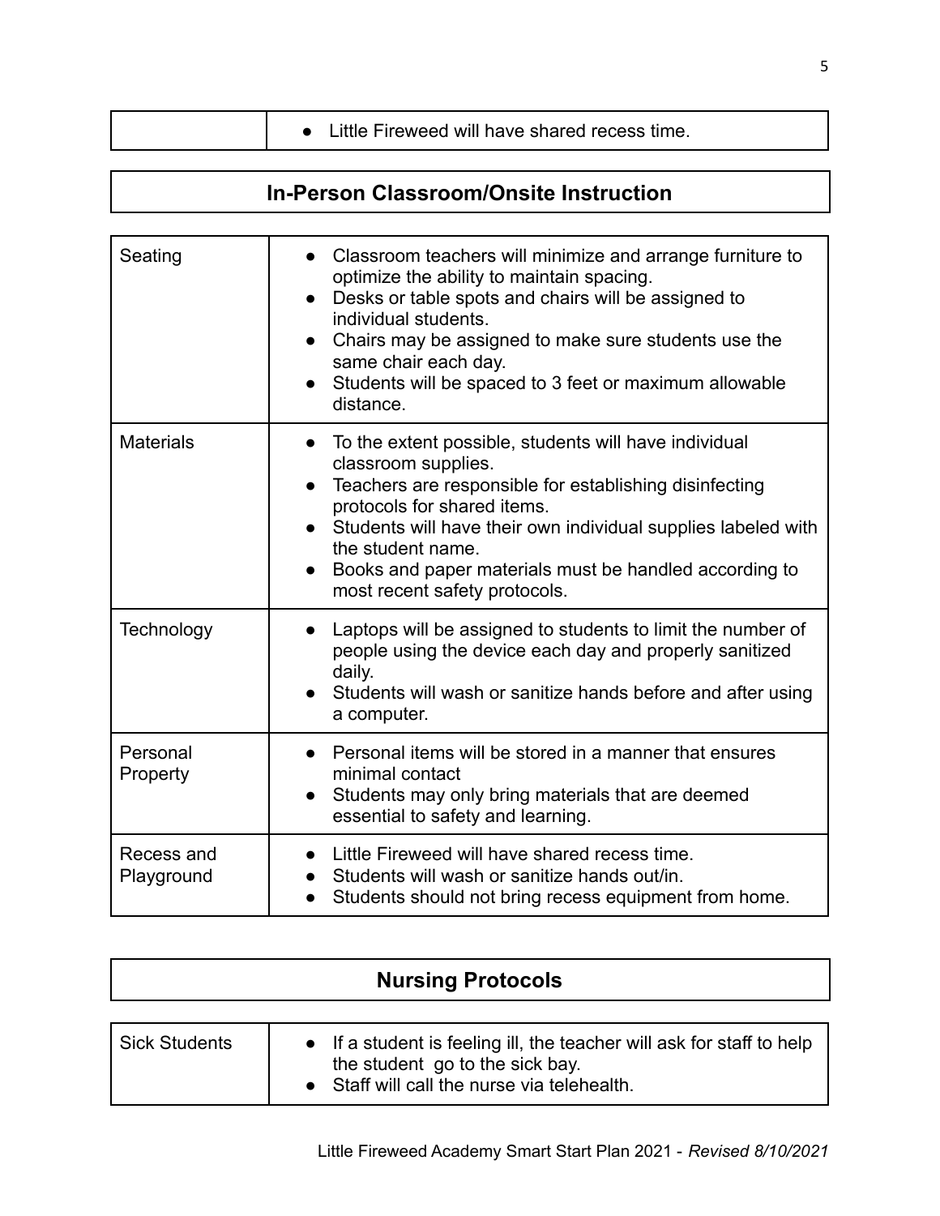| | |
|---|---|
| | • Little Fireweed will have shared recess time. |

## In-Person Classroom/Onsite Instruction

| | |
|---|---|
| Seating | • Classroom teachers will minimize and arrange furniture to optimize the ability to maintain spacing.<br>• Desks or table spots and chairs will be assigned to individual students.<br>• Chairs may be assigned to make sure students use the same chair each day.<br>• Students will be spaced to 3 feet or maximum allowable distance. |
| Materials | • To the extent possible, students will have individual classroom supplies.<br>• Teachers are responsible for establishing disinfecting protocols for shared items.<br>• Students will have their own individual supplies labeled with the student name.<br>• Books and paper materials must be handled according to most recent safety protocols. |
| Technology | • Laptops will be assigned to students to limit the number of people using the device each day and properly sanitized daily.<br>• Students will wash or sanitize hands before and after using a computer. |
| Personal Property | • Personal items will be stored in a manner that ensures minimal contact<br>• Students may only bring materials that are deemed essential to safety and learning. |
| Recess and Playground | • Little Fireweed will have shared recess time.<br>• Students will wash or sanitize hands out/in.<br>• Students should not bring recess equipment from home. |

## Nursing Protocols

| | |
|---|---|
| Sick Students | • If a student is feeling ill, the teacher will ask for staff to help the student go to the sick bay.<br>• Staff will call the nurse via telehealth. |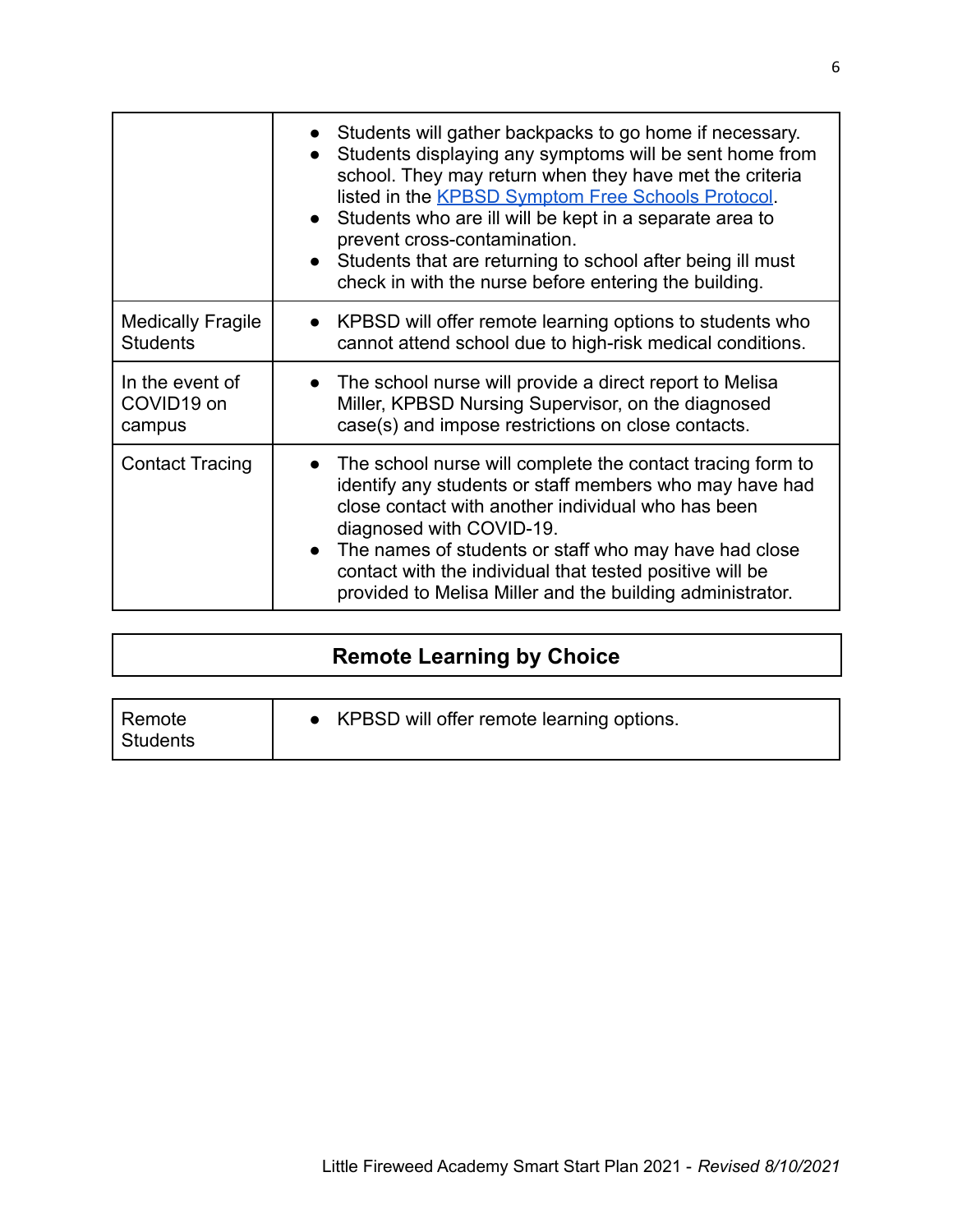| | |
|---|---|
| | • Students will gather backpacks to go home if necessary.<br>• Students displaying any symptoms will be sent home from school. They may return when they have met the criteria listed in the KPBSD Symptom Free Schools Protocol.<br>• Students who are ill will be kept in a separate area to prevent cross-contamination.<br>• Students that are returning to school after being ill must check in with the nurse before entering the building. |
| Medically Fragile Students | • KPBSD will offer remote learning options to students who cannot attend school due to high-risk medical conditions. |
| In the event of COVID19 on campus | • The school nurse will provide a direct report to Melisa Miller, KPBSD Nursing Supervisor, on the diagnosed case(s) and impose restrictions on close contacts. |
| Contact Tracing | • The school nurse will complete the contact tracing form to identify any students or staff members who may have had close contact with another individual who has been diagnosed with COVID-19.<br>• The names of students or staff who may have had close contact with the individual that tested positive will be provided to Melisa Miller and the building administrator. |

## Remote Learning by Choice

| | |
|---|---|
| Remote Students | • KPBSD will offer remote learning options. |